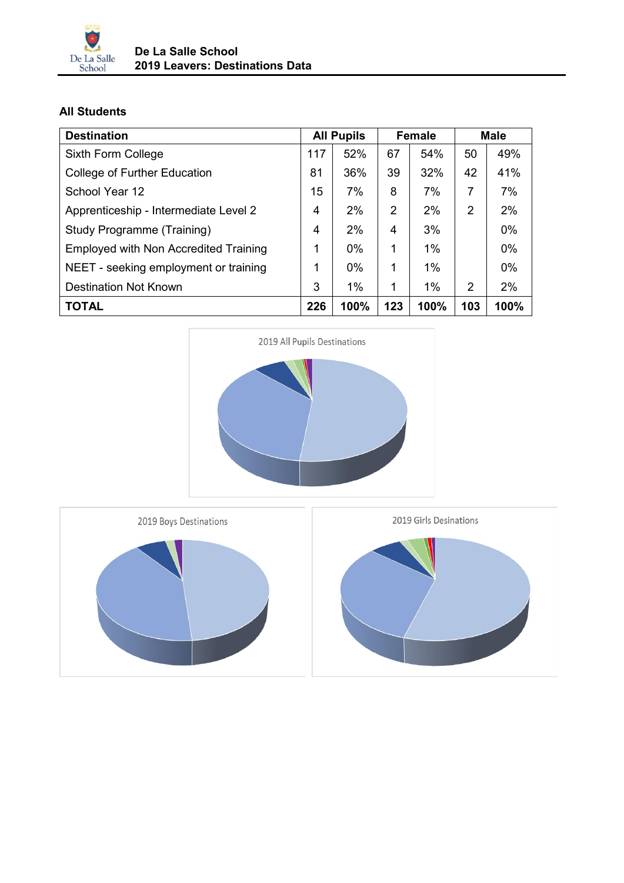De La Salle School

**De La Salle School**
**2019 Leavers: Destinations Data**

### All Students

| Destination | All Pupils | | Female | | Male | |
|---|---|---|---|---|---|---|
| Sixth Form College | 117 | 52% | 67 | 54% | 50 | 49% |
| College of Further Education | 81 | 36% | 39 | 32% | 42 | 41% |
| School Year 12 | 15 | 7% | 8 | 7% | 7 | 7% |
| Apprenticeship - Intermediate Level 2 | 4 | 2% | 2 | 2% | 2 | 2% |
| Study Programme (Training) | 4 | 2% | 4 | 3% | | 0% |
| Employed with Non Accredited Training | 1 | 0% | 1 | 1% | | 0% |
| NEET - seeking employment or training | 1 | 0% | 1 | 1% | | 0% |
| Destination Not Known | 3 | 1% | 1 | 1% | 2 | 2% |
| **TOTAL** | **226** | **100%** | **123** | **100%** | **103** | **100%** |

2019 All Pupils Destinations

2019 Boys Destinations

2019 Girls Desinations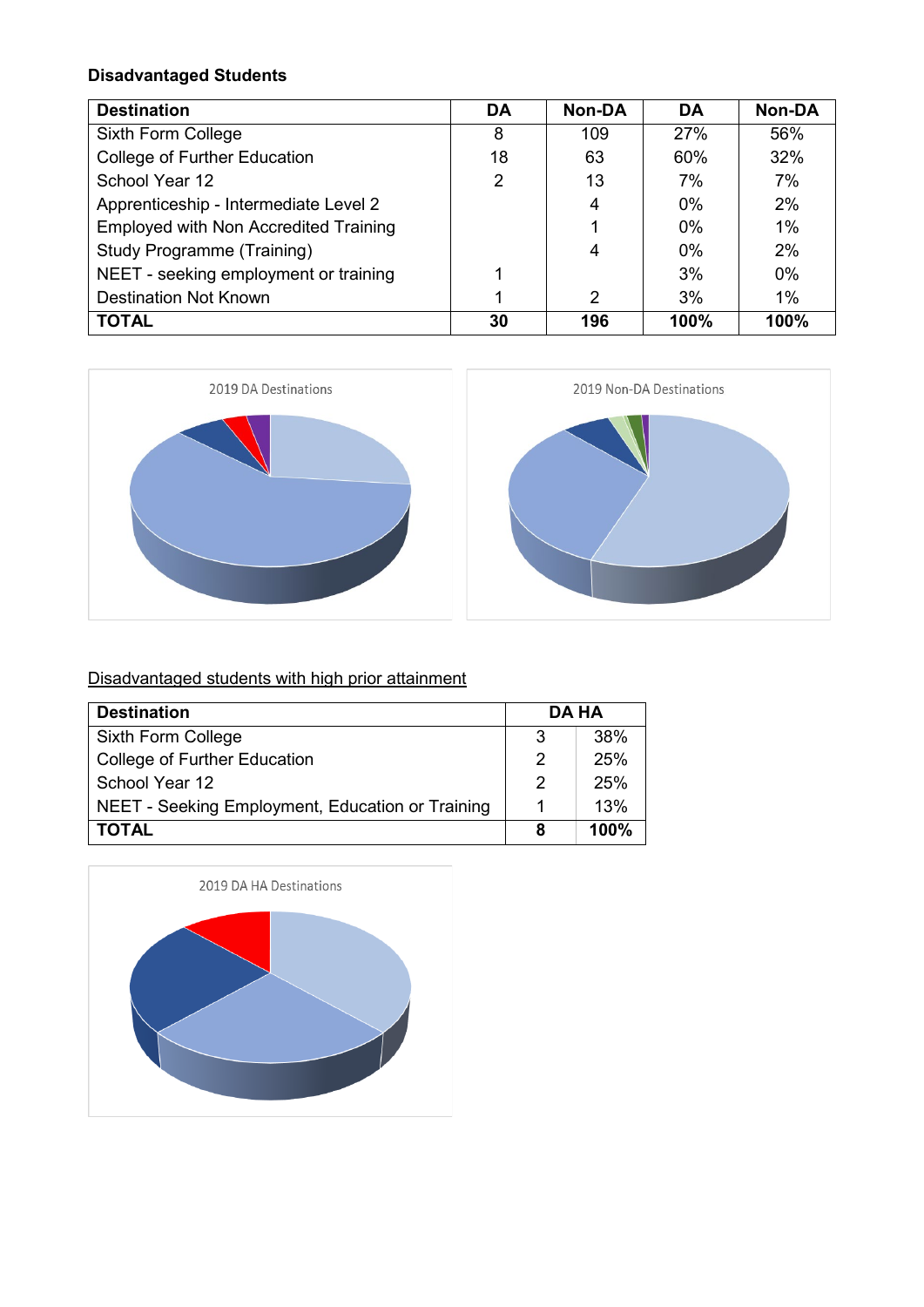**Disadvantaged Students**

| Destination | DA | Non-DA | DA | Non-DA |
|---|---|---|---|---|
| Sixth Form College | 8 | 109 | 27% | 56% |
| College of Further Education | 18 | 63 | 60% | 32% |
| School Year 12 | 2 | 13 | 7% | 7% |
| Apprenticeship - Intermediate Level 2 | | 4 | 0% | 2% |
| Employed with Non Accredited Training | | 1 | 0% | 1% |
| Study Programme (Training) | | 4 | 0% | 2% |
| NEET - seeking employment or training | 1 | | 3% | 0% |
| Destination Not Known | 1 | 2 | 3% | 1% |
| **TOTAL** | **30** | **196** | **100%** | **100%** |

2019 DA Destinations

2019 Non-DA Destinations

Disadvantaged students with high prior attainment

| Destination | DA HA | |
|---|---|---|
| Sixth Form College | 3 | 38% |
| College of Further Education | 2 | 25% |
| School Year 12 | 2 | 25% |
| NEET - Seeking Employment, Education or Training | 1 | 13% |
| **TOTAL** | **8** | **100%** |

2019 DA HA Destinations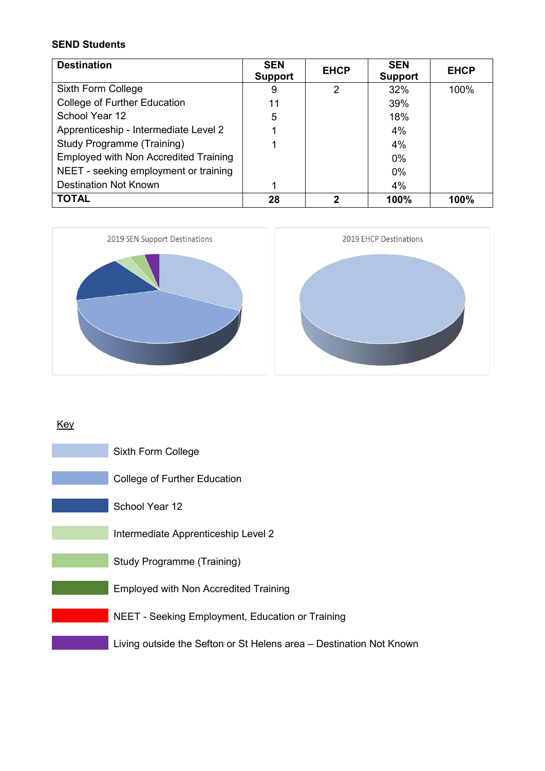**SEND Students**

| Destination | SEN Support | EHCP | SEN Support | EHCP |
|---|---|---|---|---|
| Sixth Form College | 9 | 2 | 32% | 100% |
| College of Further Education | 11 | | 39% | |
| School Year 12 | 5 | | 18% | |
| Apprenticeship - Intermediate Level 2 | 1 | | 4% | |
| Study Programme (Training) | 1 | | 4% | |
| Employed with Non Accredited Training | | | 0% | |
| NEET - seeking employment or training | | | 0% | |
| Destination Not Known | 1 | | 4% | |
| **TOTAL** | **28** | **2** | **100%** | **100%** |

2019 SEN Support Destinations

2019 EHCP Destinations

Key

Sixth Form College

College of Further Education

School Year 12

Intermediate Apprenticeship Level 2

Study Programme (Training)

Employed with Non Accredited Training

NEET - Seeking Employment, Education or Training

Living outside the Sefton or St Helens area – Destination Not Known